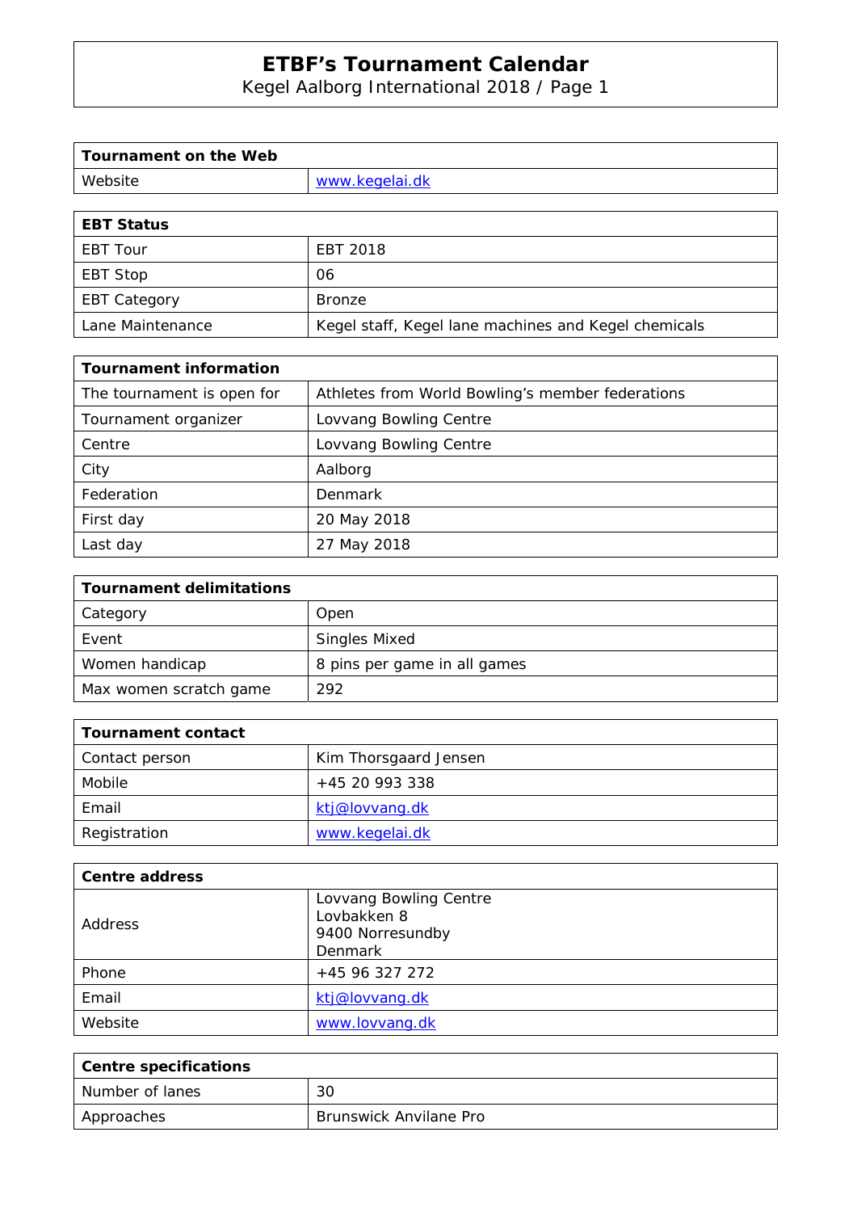# ETBF's Tournament Calendar

Kegel Aalborg International 2018 / Page 1

| Tournament on the Web | |
|---|---|
| Website | www.kegelai.dk |

| EBT Status | |
|---|---|
| EBT Tour | EBT 2018 |
| EBT Stop | 06 |
| EBT Category | Bronze |
| Lane Maintenance | Kegel staff, Kegel lane machines and Kegel chemicals |

| Tournament information | |
|---|---|
| The tournament is open for | Athletes from World Bowling's member federations |
| Tournament organizer | Lovvang Bowling Centre |
| Centre | Lovvang Bowling Centre |
| City | Aalborg |
| Federation | Denmark |
| First day | 20 May 2018 |
| Last day | 27 May 2018 |

| Tournament delimitations | |
|---|---|
| Category | Open |
| Event | Singles Mixed |
| Women handicap | 8 pins per game in all games |
| Max women scratch game | 292 |

| Tournament contact | |
|---|---|
| Contact person | Kim Thorsgaard Jensen |
| Mobile | +45 20 993 338 |
| Email | ktj@lovvang.dk |
| Registration | www.kegelai.dk |

| Centre address | |
|---|---|
| Address | Lovvang Bowling Centre<br>Lovbakken 8<br>9400 Norresundby<br>Denmark |
| Phone | +45 96 327 272 |
| Email | ktj@lovvang.dk |
| Website | www.lovvang.dk |

| Centre specifications | |
|---|---|
| Number of lanes | 30 |
| Approaches | Brunswick Anvilane Pro |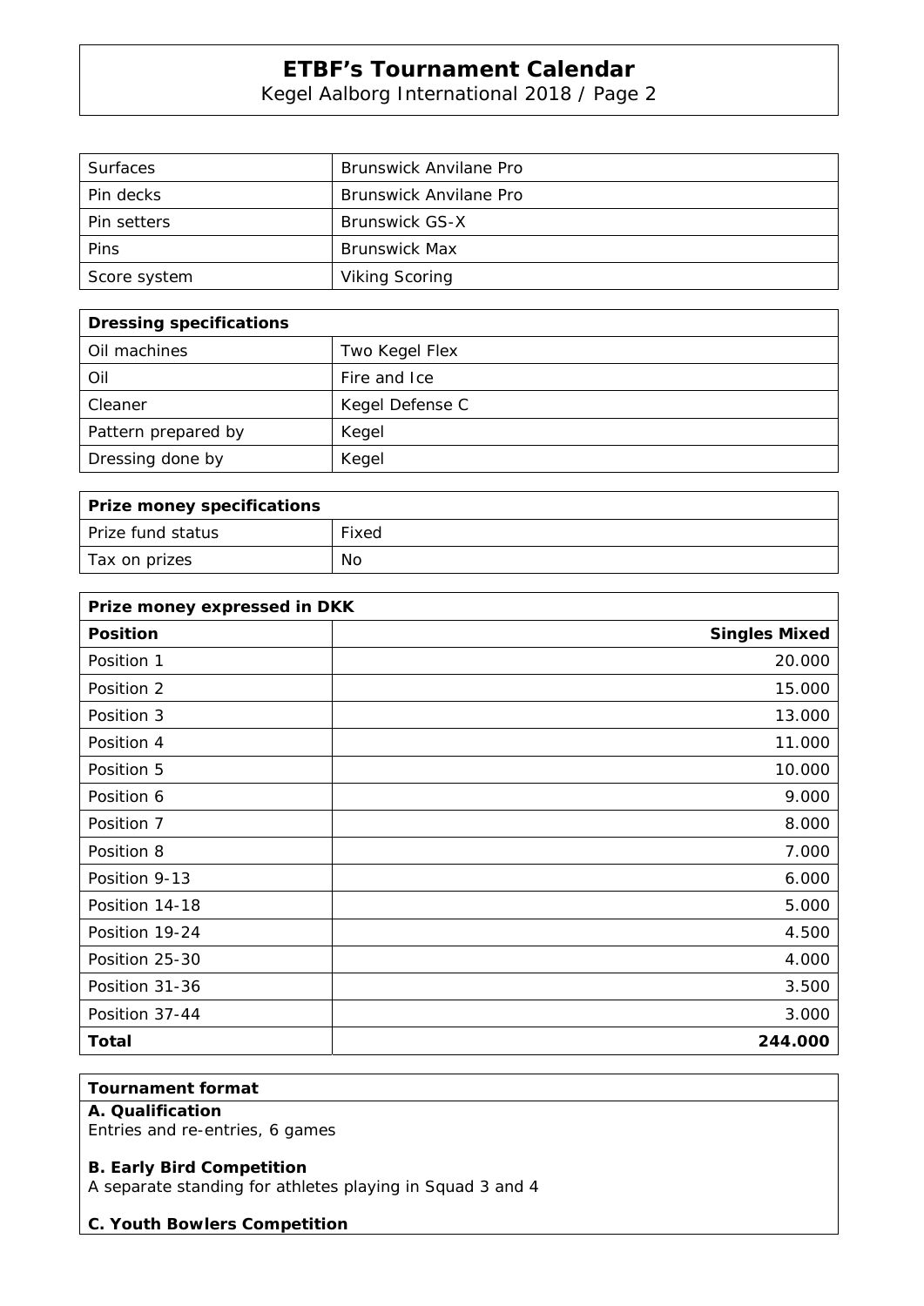| Surfaces | Brunswick Anvilane Pro |
|---|---|
| Pin decks | Brunswick Anvilane Pro |
| Pin setters | Brunswick GS-X |
| Pins | Brunswick Max |
| Score system | Viking Scoring |

| **Dressing specifications** | |
|---|---|
| Oil machines | Two Kegel Flex |
| Oil | Fire and Ice |
| Cleaner | Kegel Defense C |
| Pattern prepared by | Kegel |
| Dressing done by | Kegel |

| **Prize money specifications** | |
|---|---|
| Prize fund status | Fixed |
| Tax on prizes | No |

| **Prize money expressed in DKK** | |
|---|---:|
| **Position** | **Singles Mixed** |
| Position 1 | 20.000 |
| Position 2 | 15.000 |
| Position 3 | 13.000 |
| Position 4 | 11.000 |
| Position 5 | 10.000 |
| Position 6 | 9.000 |
| Position 7 | 8.000 |
| Position 8 | 7.000 |
| Position 9-13 | 6.000 |
| Position 14-18 | 5.000 |
| Position 19-24 | 4.500 |
| Position 25-30 | 4.000 |
| Position 31-36 | 3.500 |
| Position 37-44 | 3.000 |
| **Total** | **244.000** |

**Tournament format**

**A. Qualification**
Entries and re-entries, 6 games

**B. Early Bird Competition**
A separate standing for athletes playing in Squad 3 and 4

**C. Youth Bowlers Competition**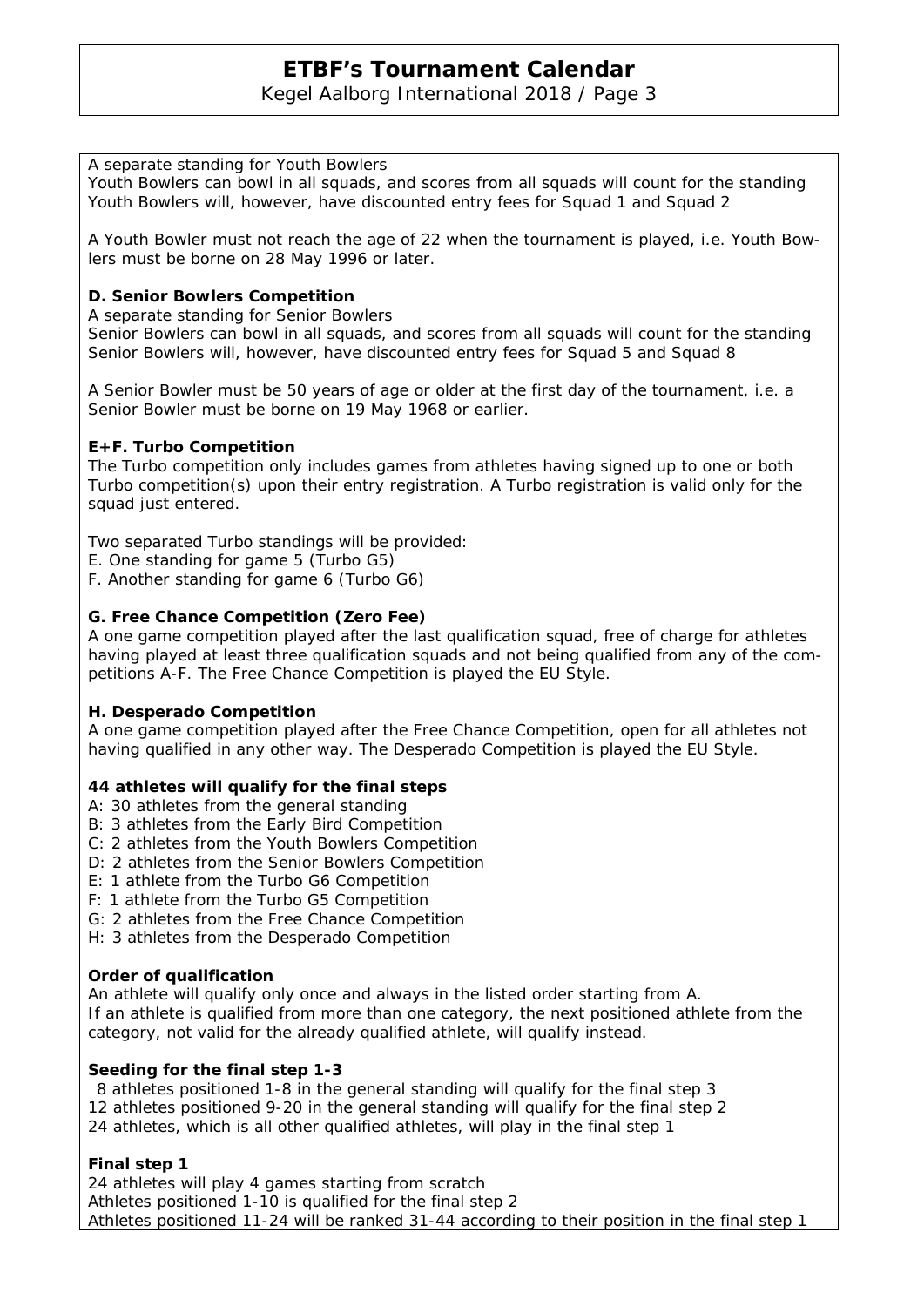A separate standing for Youth Bowlers
Youth Bowlers can bowl in all squads, and scores from all squads will count for the standing
Youth Bowlers will, however, have discounted entry fees for Squad 1 and Squad 2

A Youth Bowler must not reach the age of 22 when the tournament is played, i.e. Youth Bowlers must be borne on 28 May 1996 or later.

**D. Senior Bowlers Competition**

A separate standing for Senior Bowlers
Senior Bowlers can bowl in all squads, and scores from all squads will count for the standing
Senior Bowlers will, however, have discounted entry fees for Squad 5 and Squad 8

A Senior Bowler must be 50 years of age or older at the first day of the tournament, i.e. a Senior Bowler must be borne on 19 May 1968 or earlier.

**E+F. Turbo Competition**

The Turbo competition only includes games from athletes having signed up to one or both Turbo competition(s) upon their entry registration. A Turbo registration is valid only for the squad just entered.

Two separated Turbo standings will be provided:
E. One standing for game 5 (Turbo G5)
F. Another standing for game 6 (Turbo G6)

**G. Free Chance Competition (Zero Fee)**

A one game competition played after the last qualification squad, free of charge for athletes having played at least three qualification squads and not being qualified from any of the competitions A-F. The Free Chance Competition is played the EU Style.

**H. Desperado Competition**

A one game competition played after the Free Chance Competition, open for all athletes not having qualified in any other way. The Desperado Competition is played the EU Style.

**44 athletes will qualify for the final steps**

A: 30 athletes from the general standing
B: 3 athletes from the Early Bird Competition
C: 2 athletes from the Youth Bowlers Competition
D: 2 athletes from the Senior Bowlers Competition
E: 1 athlete from the Turbo G6 Competition
F: 1 athlete from the Turbo G5 Competition
G: 2 athletes from the Free Chance Competition
H: 3 athletes from the Desperado Competition

**Order of qualification**

An athlete will qualify only once and always in the listed order starting from A.
If an athlete is qualified from more than one category, the next positioned athlete from the category, not valid for the already qualified athlete, will qualify instead.

**Seeding for the final step 1-3**

8 athletes positioned 1-8 in the general standing will qualify for the final step 3
12 athletes positioned 9-20 in the general standing will qualify for the final step 2
24 athletes, which is all other qualified athletes, will play in the final step 1

**Final step 1**

24 athletes will play 4 games starting from scratch
Athletes positioned 1-10 is qualified for the final step 2
Athletes positioned 11-24 will be ranked 31-44 according to their position in the final step 1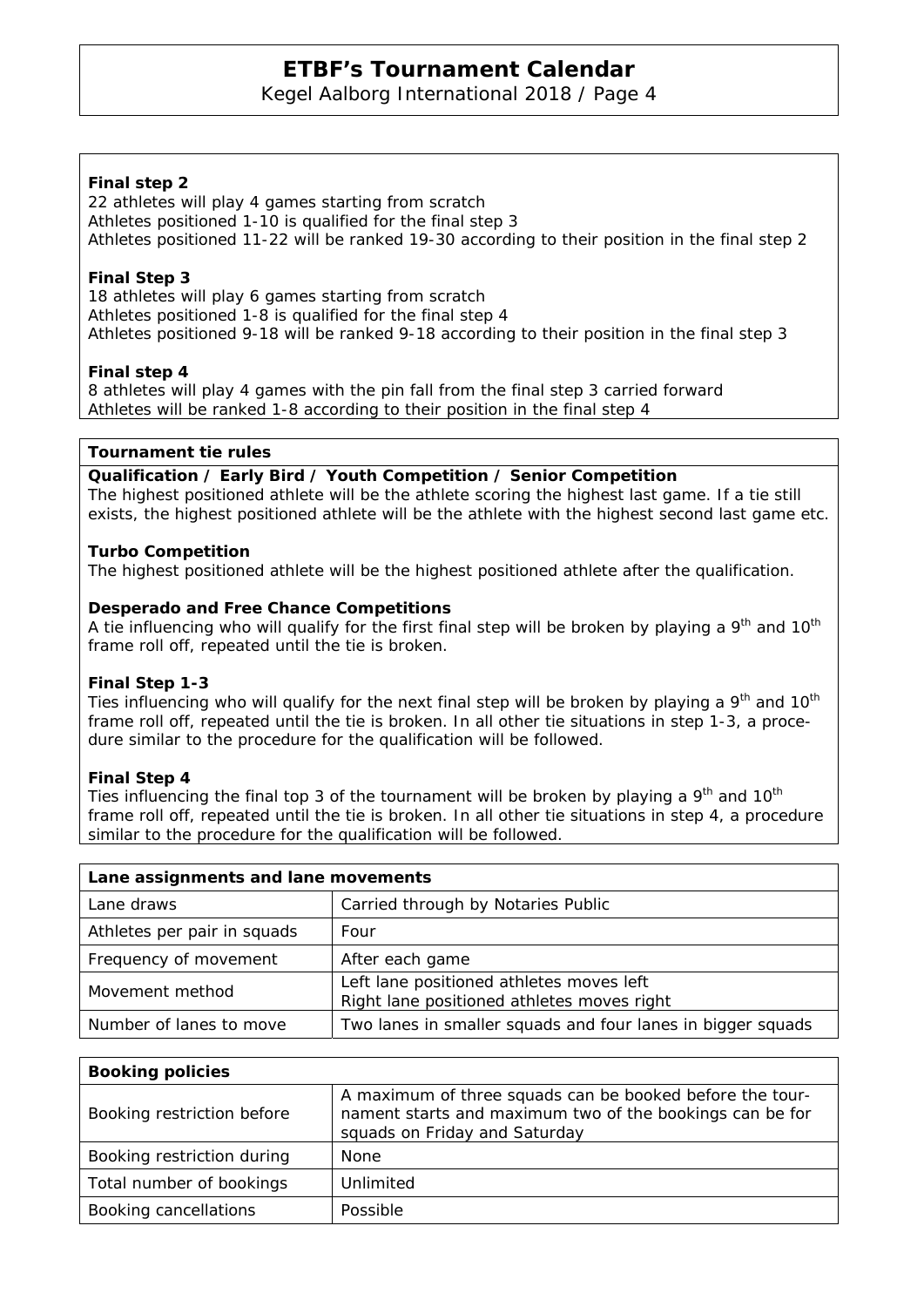**Final step 2**
22 athletes will play 4 games starting from scratch
Athletes positioned 1-10 is qualified for the final step 3
Athletes positioned 11-22 will be ranked 19-30 according to their position in the final step 2

**Final Step 3**
18 athletes will play 6 games starting from scratch
Athletes positioned 1-8 is qualified for the final step 4
Athletes positioned 9-18 will be ranked 9-18 according to their position in the final step 3

**Final step 4**
8 athletes will play 4 games with the pin fall from the final step 3 carried forward
Athletes will be ranked 1-8 according to their position in the final step 4

**Tournament tie rules**

**Qualification / Early Bird / Youth Competition / Senior Competition**
The highest positioned athlete will be the athlete scoring the highest last game. If a tie still exists, the highest positioned athlete will be the athlete with the highest second last game etc.

**Turbo Competition**
The highest positioned athlete will be the highest positioned athlete after the qualification.

**Desperado and Free Chance Competitions**
A tie influencing who will qualify for the first final step will be broken by playing a 9th and 10th frame roll off, repeated until the tie is broken.

**Final Step 1-3**
Ties influencing who will qualify for the next final step will be broken by playing a 9th and 10th frame roll off, repeated until the tie is broken. In all other tie situations in step 1-3, a procedure similar to the procedure for the qualification will be followed.

**Final Step 4**
Ties influencing the final top 3 of the tournament will be broken by playing a 9th and 10th frame roll off, repeated until the tie is broken. In all other tie situations in step 4, a procedure similar to the procedure for the qualification will be followed.

| **Lane assignments and lane movements** | |
|---|---|
| Lane draws | Carried through by Notaries Public |
| Athletes per pair in squads | Four |
| Frequency of movement | After each game |
| Movement method | Left lane positioned athletes moves left<br>Right lane positioned athletes moves right |
| Number of lanes to move | Two lanes in smaller squads and four lanes in bigger squads |

| **Booking policies** | |
|---|---|
| Booking restriction before | A maximum of three squads can be booked before the tournament starts and maximum two of the bookings can be for squads on Friday and Saturday |
| Booking restriction during | None |
| Total number of bookings | Unlimited |
| Booking cancellations | Possible |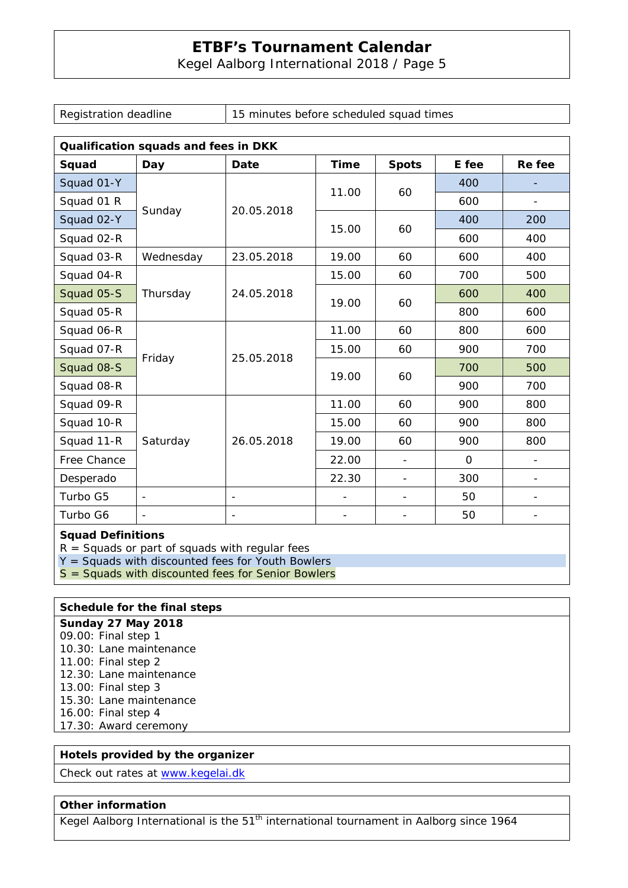# ETBF's Tournament Calendar

Kegel Aalborg International 2018 / Page 5

| Registration deadline | 15 minutes before scheduled squad times |
|---|---|

**Qualification squads and fees in DKK**

| Squad | Day | Date | Time | Spots | E fee | Re fee |
|---|---|---|---|---|---|---|
| Squad 01-Y | Sunday | 20.05.2018 | 11.00 | 60 | 400 | - |
| Squad 01 R | | | | | 600 | - |
| Squad 02-Y | | | 15.00 | 60 | 400 | 200 |
| Squad 02-R | | | | | 600 | 400 |
| Squad 03-R | Wednesday | 23.05.2018 | 19.00 | 60 | 600 | 400 |
| Squad 04-R | Thursday | 24.05.2018 | 15.00 | 60 | 700 | 500 |
| Squad 05-S | | | 19.00 | 60 | 600 | 400 |
| Squad 05-R | | | | | 800 | 600 |
| Squad 06-R | Friday | 25.05.2018 | 11.00 | 60 | 800 | 600 |
| Squad 07-R | | | 15.00 | 60 | 900 | 700 |
| Squad 08-S | | | 19.00 | 60 | 700 | 500 |
| Squad 08-R | | | | | 900 | 700 |
| Squad 09-R | Saturday | 26.05.2018 | 11.00 | 60 | 900 | 800 |
| Squad 10-R | | | 15.00 | 60 | 900 | 800 |
| Squad 11-R | | | 19.00 | 60 | 900 | 800 |
| Free Chance | | | 22.00 | - | 0 | - |
| Desperado | | | 22.30 | - | 300 | - |
| Turbo G5 | - | - | - | - | 50 | - |
| Turbo G6 | - | - | - | - | 50 | - |

**Squad Definitions**
R = Squads or part of squads with regular fees
Y = Squads with discounted fees for Youth Bowlers
S = Squads with discounted fees for Senior Bowlers

**Schedule for the final steps**

**Sunday 27 May 2018**
09.00: Final step 1
10.30: Lane maintenance
11.00: Final step 2
12.30: Lane maintenance
13.00: Final step 3
15.30: Lane maintenance
16.00: Final step 4
17.30: Award ceremony

**Hotels provided by the organizer**

Check out rates at [www.kegelai.dk](http://www.kegelai.dk)

**Other information**

Kegel Aalborg International is the 51th international tournament in Aalborg since 1964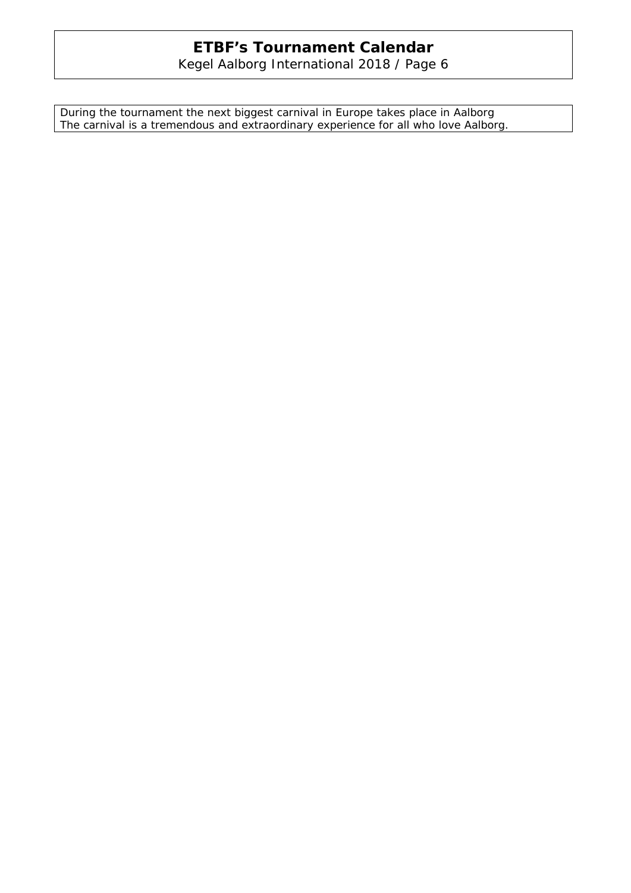During the tournament the next biggest carnival in Europe takes place in Aalborg
The carnival is a tremendous and extraordinary experience for all who love Aalborg.